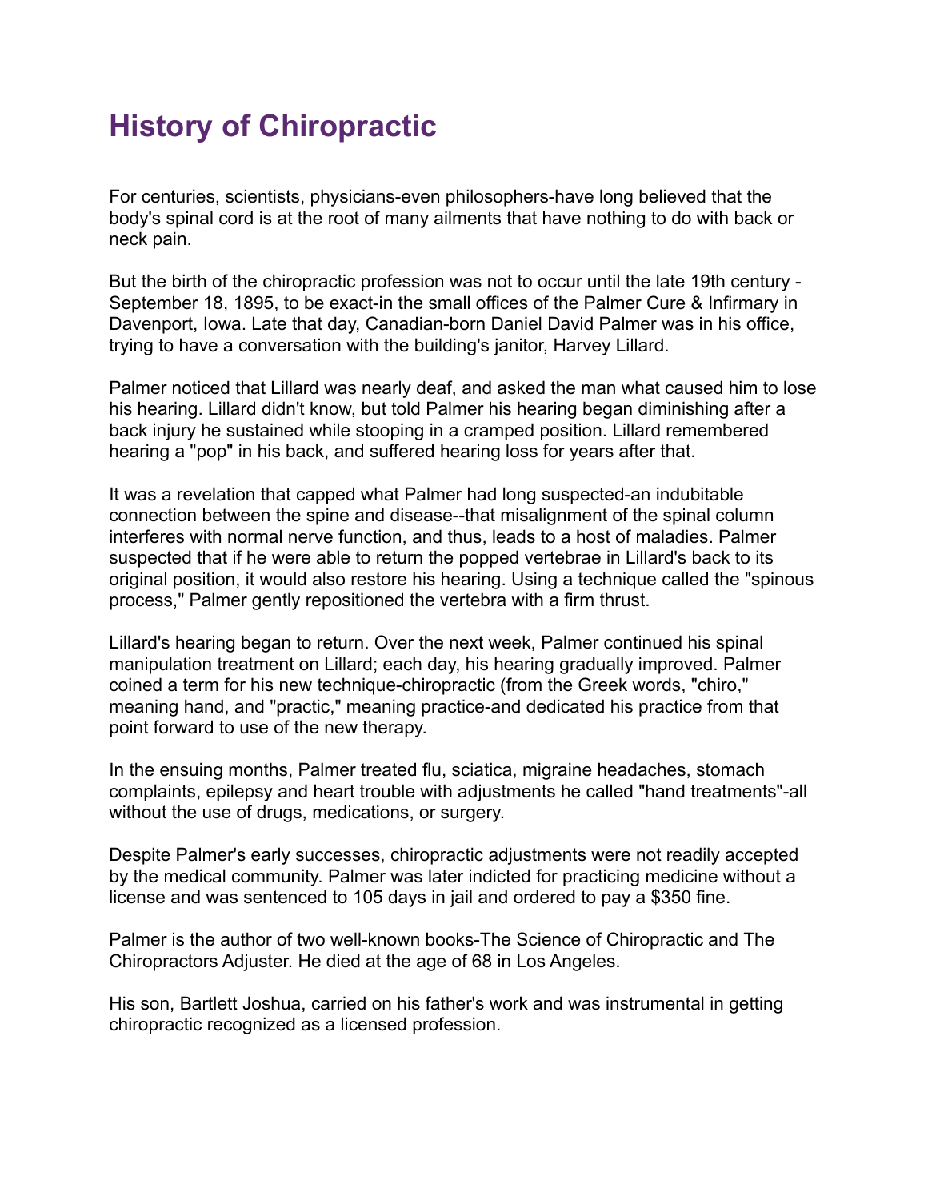# History of Chiropractic

For centuries, scientists, physicians-even philosophers-have long believed that the body's spinal cord is at the root of many ailments that have nothing to do with back or neck pain.

But the birth of the chiropractic profession was not to occur until the late 19th century - September 18, 1895, to be exact-in the small offices of the Palmer Cure & Infirmary in Davenport, Iowa. Late that day, Canadian-born Daniel David Palmer was in his office, trying to have a conversation with the building's janitor, Harvey Lillard.

Palmer noticed that Lillard was nearly deaf, and asked the man what caused him to lose his hearing. Lillard didn't know, but told Palmer his hearing began diminishing after a back injury he sustained while stooping in a cramped position. Lillard remembered hearing a "pop" in his back, and suffered hearing loss for years after that.

It was a revelation that capped what Palmer had long suspected-an indubitable connection between the spine and disease--that misalignment of the spinal column interferes with normal nerve function, and thus, leads to a host of maladies. Palmer suspected that if he were able to return the popped vertebrae in Lillard's back to its original position, it would also restore his hearing. Using a technique called the "spinous process," Palmer gently repositioned the vertebra with a firm thrust.

Lillard's hearing began to return. Over the next week, Palmer continued his spinal manipulation treatment on Lillard; each day, his hearing gradually improved. Palmer coined a term for his new technique-chiropractic (from the Greek words, "chiro," meaning hand, and "practic," meaning practice-and dedicated his practice from that point forward to use of the new therapy.

In the ensuing months, Palmer treated flu, sciatica, migraine headaches, stomach complaints, epilepsy and heart trouble with adjustments he called "hand treatments"-all without the use of drugs, medications, or surgery.

Despite Palmer's early successes, chiropractic adjustments were not readily accepted by the medical community. Palmer was later indicted for practicing medicine without a license and was sentenced to 105 days in jail and ordered to pay a $350 fine.

Palmer is the author of two well-known books-The Science of Chiropractic and The Chiropractors Adjuster. He died at the age of 68 in Los Angeles.

His son, Bartlett Joshua, carried on his father's work and was instrumental in getting chiropractic recognized as a licensed profession.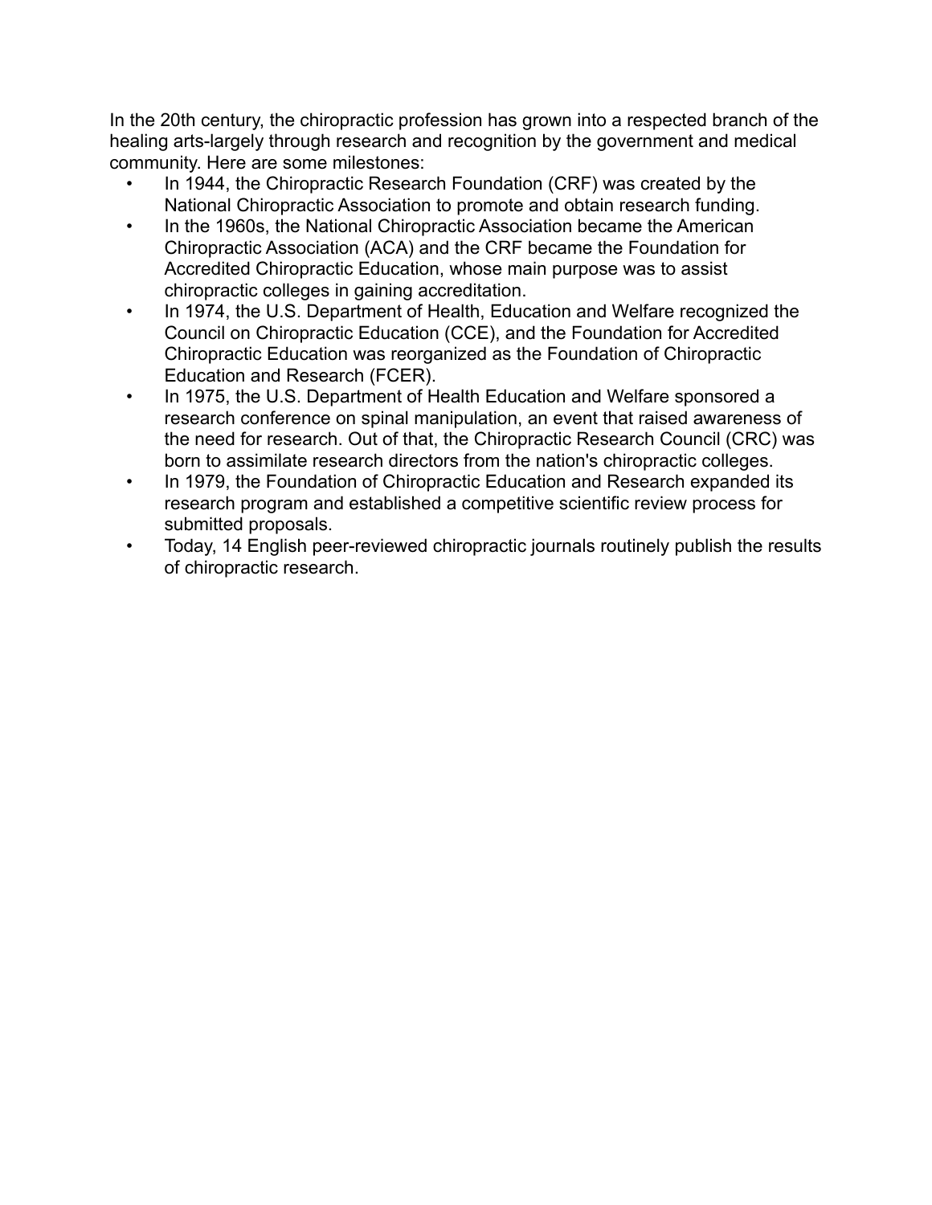In the 20th century, the chiropractic profession has grown into a respected branch of the healing arts-largely through research and recognition by the government and medical community. Here are some milestones:

- In 1944, the Chiropractic Research Foundation (CRF) was created by the National Chiropractic Association to promote and obtain research funding.
- In the 1960s, the National Chiropractic Association became the American Chiropractic Association (ACA) and the CRF became the Foundation for Accredited Chiropractic Education, whose main purpose was to assist chiropractic colleges in gaining accreditation.
- In 1974, the U.S. Department of Health, Education and Welfare recognized the Council on Chiropractic Education (CCE), and the Foundation for Accredited Chiropractic Education was reorganized as the Foundation of Chiropractic Education and Research (FCER).
- In 1975, the U.S. Department of Health Education and Welfare sponsored a research conference on spinal manipulation, an event that raised awareness of the need for research. Out of that, the Chiropractic Research Council (CRC) was born to assimilate research directors from the nation's chiropractic colleges.
- In 1979, the Foundation of Chiropractic Education and Research expanded its research program and established a competitive scientific review process for submitted proposals.
- Today, 14 English peer-reviewed chiropractic journals routinely publish the results of chiropractic research.